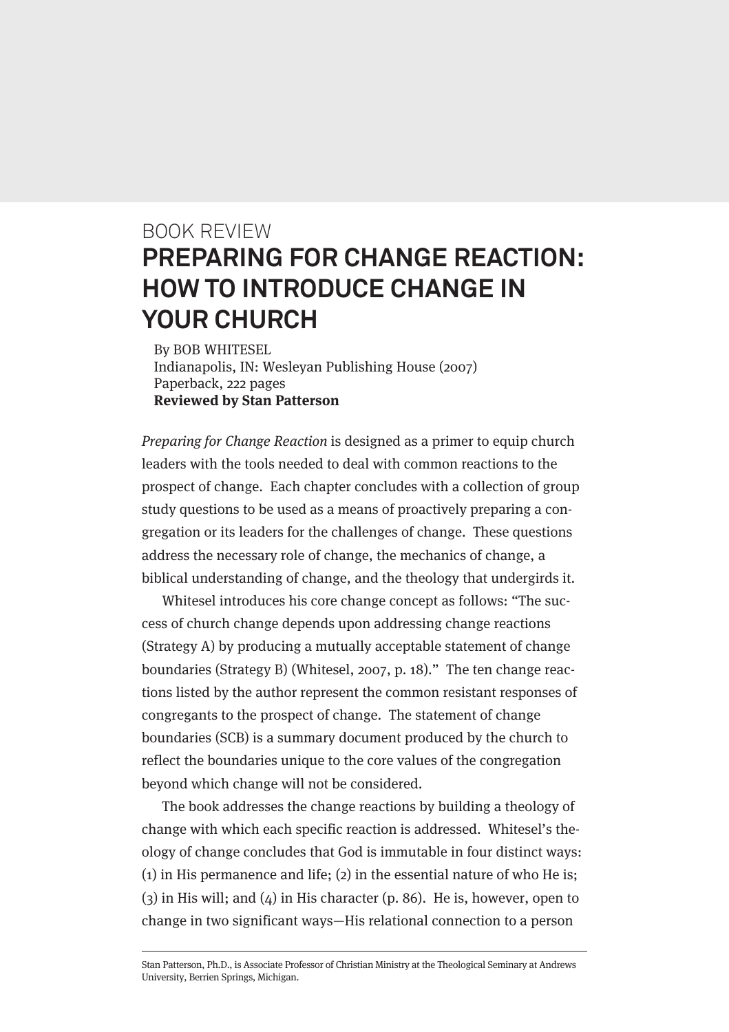BOOK REVIEW

# PREPARING FOR CHANGE REACTION: HOW TO INTRODUCE CHANGE IN YOUR CHURCH

By BOB WHITESEL
Indianapolis, IN: Wesleyan Publishing House (2007)
Paperback, 222 pages
**Reviewed by Stan Patterson**

*Preparing for Change Reaction* is designed as a primer to equip church leaders with the tools needed to deal with common reactions to the prospect of change. Each chapter concludes with a collection of group study questions to be used as a means of proactively preparing a congregation or its leaders for the challenges of change. These questions address the necessary role of change, the mechanics of change, a biblical understanding of change, and the theology that undergirds it.

Whitesel introduces his core change concept as follows: "The success of church change depends upon addressing change reactions (Strategy A) by producing a mutually acceptable statement of change boundaries (Strategy B) (Whitesel, 2007, p. 18)." The ten change reactions listed by the author represent the common resistant responses of congregants to the prospect of change. The statement of change boundaries (SCB) is a summary document produced by the church to reflect the boundaries unique to the core values of the congregation beyond which change will not be considered.

The book addresses the change reactions by building a theology of change with which each specific reaction is addressed. Whitesel's theology of change concludes that God is immutable in four distinct ways: (1) in His permanence and life; (2) in the essential nature of who He is; (3) in His will; and (4) in His character (p. 86). He is, however, open to change in two significant ways—His relational connection to a person

Stan Patterson, Ph.D., is Associate Professor of Christian Ministry at the Theological Seminary at Andrews University, Berrien Springs, Michigan.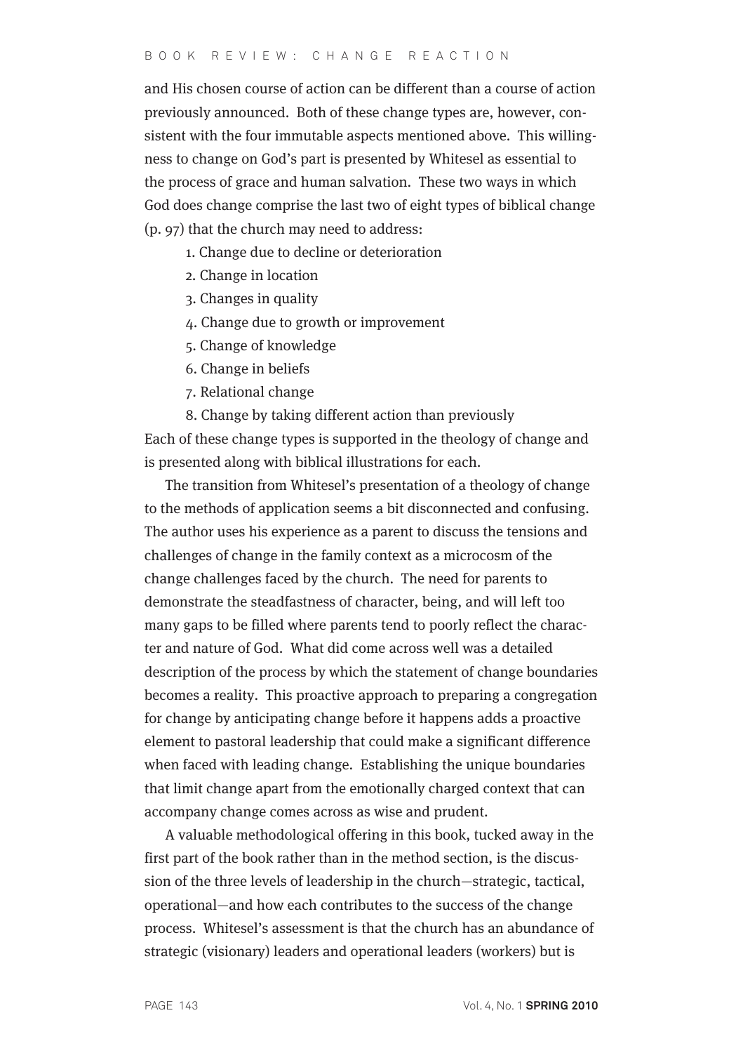and His chosen course of action can be different than a course of action previously announced. Both of these change types are, however, consistent with the four immutable aspects mentioned above. This willingness to change on God's part is presented by Whitesel as essential to the process of grace and human salvation. These two ways in which God does change comprise the last two of eight types of biblical change (p. 97) that the church may need to address:

1. Change due to decline or deterioration
2. Change in location
3. Changes in quality
4. Change due to growth or improvement
5. Change of knowledge
6. Change in beliefs
7. Relational change
8. Change by taking different action than previously

Each of these change types is supported in the theology of change and is presented along with biblical illustrations for each.

The transition from Whitesel's presentation of a theology of change to the methods of application seems a bit disconnected and confusing. The author uses his experience as a parent to discuss the tensions and challenges of change in the family context as a microcosm of the change challenges faced by the church. The need for parents to demonstrate the steadfastness of character, being, and will left too many gaps to be filled where parents tend to poorly reflect the character and nature of God. What did come across well was a detailed description of the process by which the statement of change boundaries becomes a reality. This proactive approach to preparing a congregation for change by anticipating change before it happens adds a proactive element to pastoral leadership that could make a significant difference when faced with leading change. Establishing the unique boundaries that limit change apart from the emotionally charged context that can accompany change comes across as wise and prudent.

A valuable methodological offering in this book, tucked away in the first part of the book rather than in the method section, is the discussion of the three levels of leadership in the church—strategic, tactical, operational—and how each contributes to the success of the change process. Whitesel's assessment is that the church has an abundance of strategic (visionary) leaders and operational leaders (workers) but is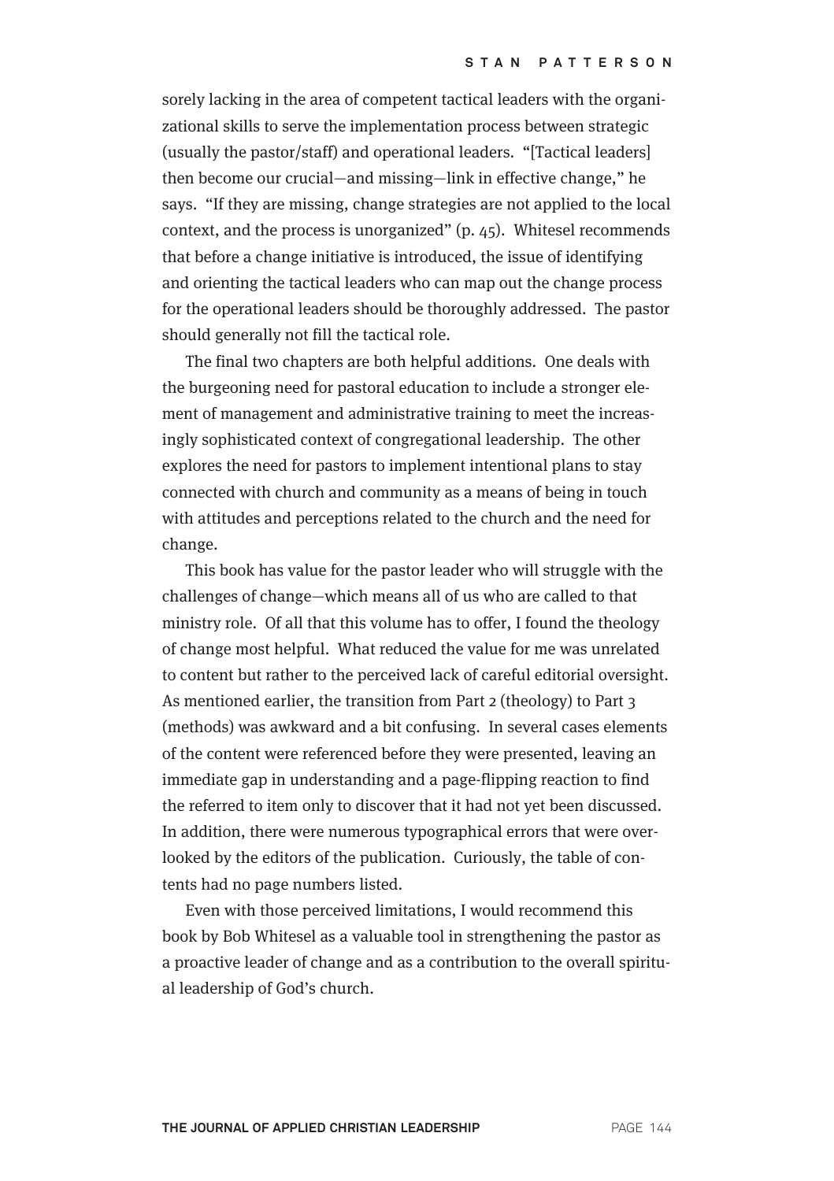sorely lacking in the area of competent tactical leaders with the organizational skills to serve the implementation process between strategic (usually the pastor/staff) and operational leaders. "[Tactical leaders] then become our crucial—and missing—link in effective change," he says. "If they are missing, change strategies are not applied to the local context, and the process is unorganized" (p. 45). Whitesel recommends that before a change initiative is introduced, the issue of identifying and orienting the tactical leaders who can map out the change process for the operational leaders should be thoroughly addressed. The pastor should generally not fill the tactical role.

The final two chapters are both helpful additions. One deals with the burgeoning need for pastoral education to include a stronger element of management and administrative training to meet the increasingly sophisticated context of congregational leadership. The other explores the need for pastors to implement intentional plans to stay connected with church and community as a means of being in touch with attitudes and perceptions related to the church and the need for change.

This book has value for the pastor leader who will struggle with the challenges of change—which means all of us who are called to that ministry role. Of all that this volume has to offer, I found the theology of change most helpful. What reduced the value for me was unrelated to content but rather to the perceived lack of careful editorial oversight. As mentioned earlier, the transition from Part 2 (theology) to Part 3 (methods) was awkward and a bit confusing. In several cases elements of the content were referenced before they were presented, leaving an immediate gap in understanding and a page-flipping reaction to find the referred to item only to discover that it had not yet been discussed. In addition, there were numerous typographical errors that were overlooked by the editors of the publication. Curiously, the table of contents had no page numbers listed.

Even with those perceived limitations, I would recommend this book by Bob Whitesel as a valuable tool in strengthening the pastor as a proactive leader of change and as a contribution to the overall spiritual leadership of God's church.